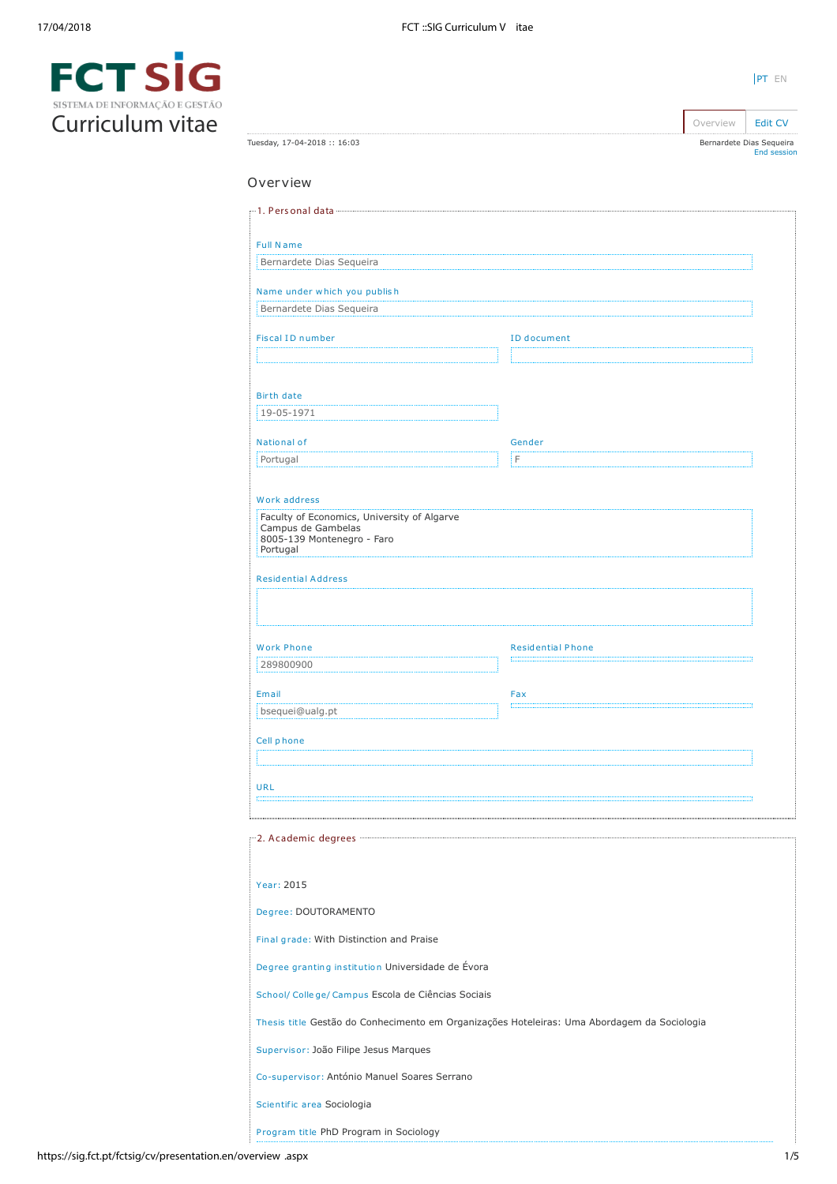# FCT SIG
SISTEMA DE INFORMAÇÃO E GESTÃO
Curriculum vitae

|PT EN

Overview | Edit CV

Tuesday, 17-04-2018 :: 16:03

Bernardete Dias Sequeira
End session

## Overview

### 1. Personal data

**Full Name**
Bernardete Dias Sequeira

**Name under which you publish**
Bernardete Dias Sequeira

**Fiscal ID number**

**ID document**

**Birth date**
19-05-1971

**National of**
Portugal

**Gender**
F

**Work address**
Faculty of Economics, University of Algarve
Campus de Gambelas
8005-139 Montenegro - Faro
Portugal

**Residential Address**

**Work Phone**
289800900

**Residential Phone**

**Email**
bsequei@ualg.pt

**Fax**

**Cell phone**

**URL**

### 2. Academic degrees

**Year:** 2015

**Degree:** DOUTORAMENTO

**Final grade:** With Distinction and Praise

**Degree granting institution** Universidade de Évora

**School/ College/ Campus** Escola de Ciências Sociais

**Thesis title** Gestão do Conhecimento em Organizações Hoteleiras: Uma Abordagem da Sociologia

**Supervisor:** João Filipe Jesus Marques

**Co-supervisor:** António Manuel Soares Serrano

**Scientific area** Sociologia

**Program title** PhD Program in Sociology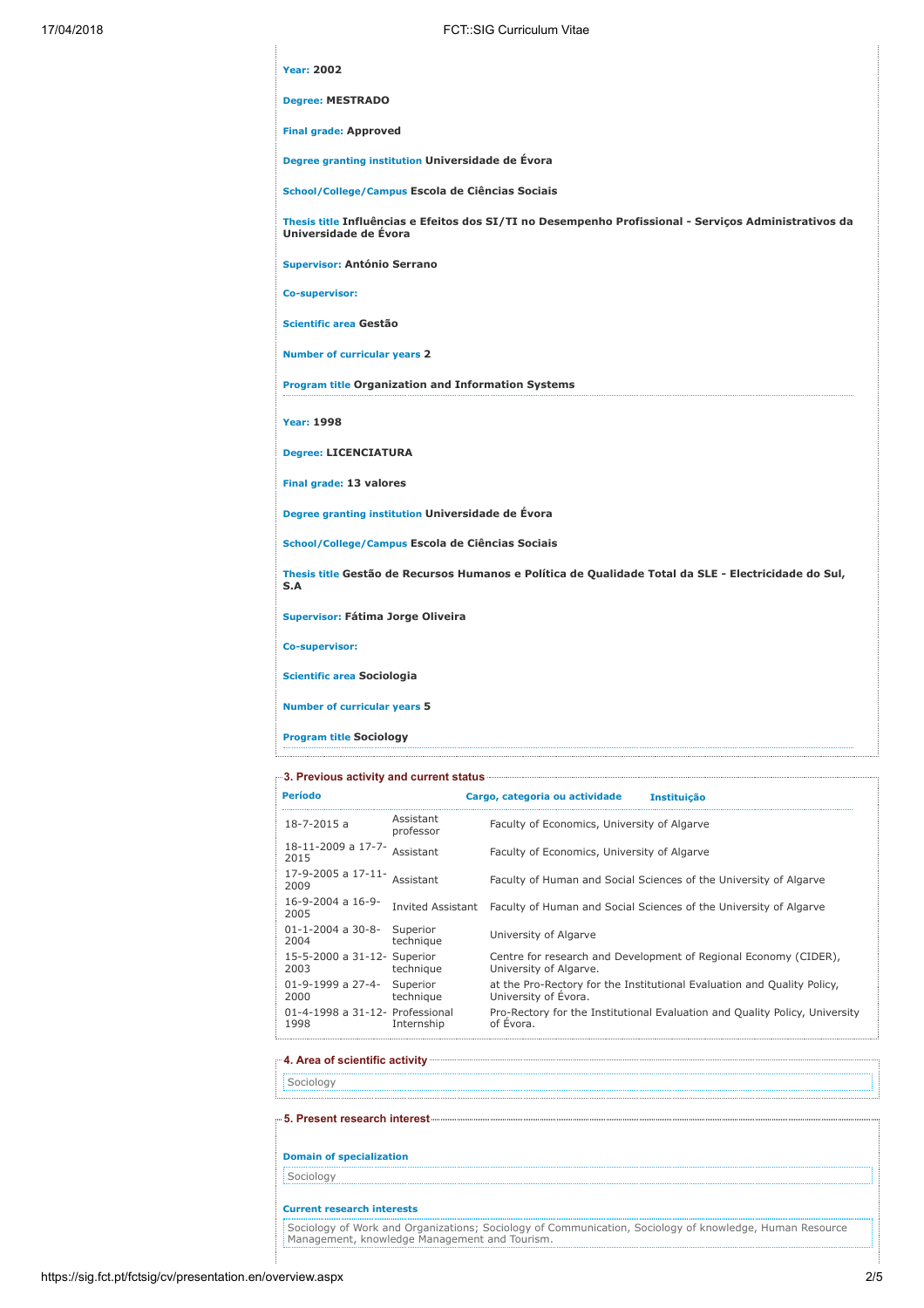**Year:** 2002

**Degree:** MESTRADO

**Final grade:** Approved

**Degree granting institution** Universidade de Évora

**School/College/Campus** Escola de Ciências Sociais

**Thesis title** Influências e Efeitos dos SI/TI no Desempenho Profissional - Serviços Administrativos da Universidade de Évora

**Supervisor:** António Serrano

**Co-supervisor:**

**Scientific area** Gestão

**Number of curricular years** 2

**Program title** Organization and Information Systems

**Year:** 1998

**Degree:** LICENCIATURA

**Final grade:** 13 valores

**Degree granting institution** Universidade de Évora

**School/College/Campus** Escola de Ciências Sociais

**Thesis title** Gestão de Recursos Humanos e Política de Qualidade Total da SLE - Electricidade do Sul, S.A

**Supervisor:** Fátima Jorge Oliveira

**Co-supervisor:**

**Scientific area** Sociologia

**Number of curricular years** 5

**Program title** Sociology

## 3. Previous activity and current status

| Período | Cargo, categoria ou actividade | Instituição |
|---|---|---|
| 18-7-2015 a | Assistant professor | Faculty of Economics, University of Algarve |
| 18-11-2009 a 17-7-2015 | Assistant | Faculty of Economics, University of Algarve |
| 17-9-2005 a 17-11-2009 | Assistant | Faculty of Human and Social Sciences of the University of Algarve |
| 16-9-2004 a 16-9-2005 | Invited Assistant | Faculty of Human and Social Sciences of the University of Algarve |
| 01-1-2004 a 30-8-2004 | Superior technique | University of Algarve |
| 15-5-2000 a 31-12-2003 | Superior technique | Centre for research and Development of Regional Economy (CIDER), University of Algarve. |
| 01-9-1999 a 27-4-2000 | Superior technique | at the Pro-Rectory for the Institutional Evaluation and Quality Policy, University of Évora. |
| 01-4-1998 a 31-12-1998 | Professional Internship | Pro-Rectory for the Institutional Evaluation and Quality Policy, University of Évora. |

## 4. Area of scientific activity

Sociology

## 5. Present research interest

**Domain of specialization**

Sociology

**Current research interests**

Sociology of Work and Organizations; Sociology of Communication, Sociology of knowledge, Human Resource Management, knowledge Management and Tourism.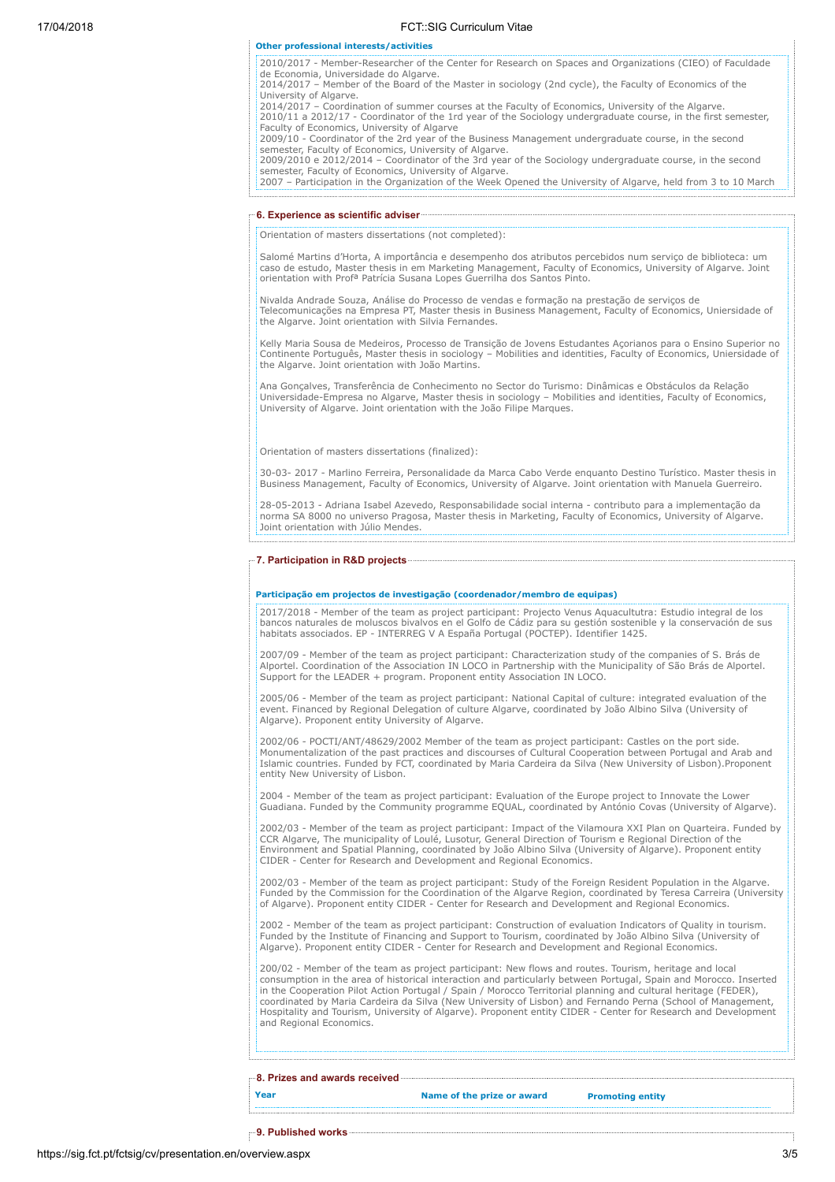#### Other professional interests/activities

2010/2017 - Member-Researcher of the Center for Research on Spaces and Organizations (CIEO) of Faculdade de Economia, Universidade do Algarve.
2014/2017 – Member of the Board of the Master in sociology (2nd cycle), the Faculty of Economics of the University of Algarve.
2014/2017 – Coordination of summer courses at the Faculty of Economics, University of the Algarve.
2010/11 a 2012/17 - Coordinator of the 1rd year of the Sociology undergraduate course, in the first semester, Faculty of Economics, University of Algarve
2009/10 - Coordinator of the 2rd year of the Business Management undergraduate course, in the second semester, Faculty of Economics, University of Algarve.
2009/2010 e 2012/2014 – Coordinator of the 3rd year of the Sociology undergraduate course, in the second semester, Faculty of Economics, University of Algarve.
2007 – Participation in the Organization of the Week Opened the University of Algarve, held from 3 to 10 March

### 6. Experience as scientific adviser

Orientation of masters dissertations (not completed):

Salomé Martins d'Horta, A importância e desempenho dos atributos percebidos num serviço de biblioteca: um caso de estudo, Master thesis in em Marketing Management, Faculty of Economics, University of Algarve. Joint orientation with Profª Patrícia Susana Lopes Guerrilha dos Santos Pinto.

Nivalda Andrade Souza, Análise do Processo de vendas e formação na prestação de serviços de Telecomunicações na Empresa PT, Master thesis in Business Management, Faculty of Economics, Uniersidade of the Algarve. Joint orientation with Silvia Fernandes.

Kelly Maria Sousa de Medeiros, Processo de Transição de Jovens Estudantes Açorianos para o Ensino Superior no Continente Português, Master thesis in sociology – Mobilities and identities, Faculty of Economics, Uniersidade of the Algarve. Joint orientation with João Martins.

Ana Gonçalves, Transferência de Conhecimento no Sector do Turismo: Dinâmicas e Obstáculos da Relação Universidade-Empresa no Algarve, Master thesis in sociology – Mobilities and identities, Faculty of Economics, University of Algarve. Joint orientation with the João Filipe Marques.

Orientation of masters dissertations (finalized):

30-03- 2017 - Marlino Ferreira, Personalidade da Marca Cabo Verde enquanto Destino Turístico. Master thesis in Business Management, Faculty of Economics, University of Algarve. Joint orientation with Manuela Guerreiro.

28-05-2013 - Adriana Isabel Azevedo, Responsabilidade social interna - contributo para a implementação da norma SA 8000 no universo Pragosa, Master thesis in Marketing, Faculty of Economics, University of Algarve. Joint orientation with Júlio Mendes.

### 7. Participation in R&D projects

#### Participação em projectos de investigação (coordenador/membro de equipas)

2017/2018 - Member of the team as project participant: Projecto Venus Aquacultura: Estudio integral de los bancos naturales de moluscos bivalvos en el Golfo de Cádiz para su gestión sostenible y la conservación de sus habitats asociados. EP - INTERREG V A España Portugal (POCTEP). Identifier 1425.

2007/09 - Member of the team as project participant: Characterization study of the companies of S. Brás de Alportel. Coordination of the Association IN LOCO in Partnership with the Municipality of São Brás de Alportel. Support for the LEADER + program. Proponent entity Association IN LOCO.

2005/06 - Member of the team as project participant: National Capital of culture: integrated evaluation of the event. Financed by Regional Delegation of culture Algarve, coordinated by João Albino Silva (University of Algarve). Proponent entity University of Algarve.

2002/06 - POCTI/ANT/48629/2002 Member of the team as project participant: Castles on the port side. Monumentalization of the past practices and discourses of Cultural Cooperation between Portugal and Arab and Islamic countries. Funded by FCT, coordinated by Maria Cardeira da Silva (New University of Lisbon).Proponent entity New University of Lisbon.

2004 - Member of the team as project participant: Evaluation of the Europe project to Innovate the Lower Guadiana. Funded by the Community programme EQUAL, coordinated by António Covas (University of Algarve).

2002/03 - Member of the team as project participant: Impact of the Vilamoura XXI Plan on Quarteira. Funded by CCR Algarve, The municipality of Loulé, Lusotur, General Direction of Tourism e Regional Direction of the Environment and Spatial Planning, coordinated by João Albino Silva (University of Algarve). Proponent entity CIDER - Center for Research and Development and Regional Economics.

2002/03 - Member of the team as project participant: Study of the Foreign Resident Population in the Algarve. Funded by the Commission for the Coordination of the Algarve Region, coordinated by Teresa Carreira (University of Algarve). Proponent entity CIDER - Center for Research and Development and Regional Economics.

2002 - Member of the team as project participant: Construction of evaluation Indicators of Quality in tourism. Funded by the Institute of Financing and Support to Tourism, coordinated by João Albino Silva (University of Algarve). Proponent entity CIDER - Center for Research and Development and Regional Economics.

200/02 - Member of the team as project participant: New flows and routes. Tourism, heritage and local consumption in the area of historical interaction and particularly between Portugal, Spain and Morocco. Inserted in the Cooperation Pilot Action Portugal / Spain / Morocco Territorial planning and cultural heritage (FEDER), coordinated by Maria Cardeira da Silva (New University of Lisbon) and Fernando Perna (School of Management, Hospitality and Tourism, University of Algarve). Proponent entity CIDER - Center for Research and Development and Regional Economics.

### 8. Prizes and awards received

| Year | Name of the prize or award | Promoting entity |
|---|---|---|

### 9. Published works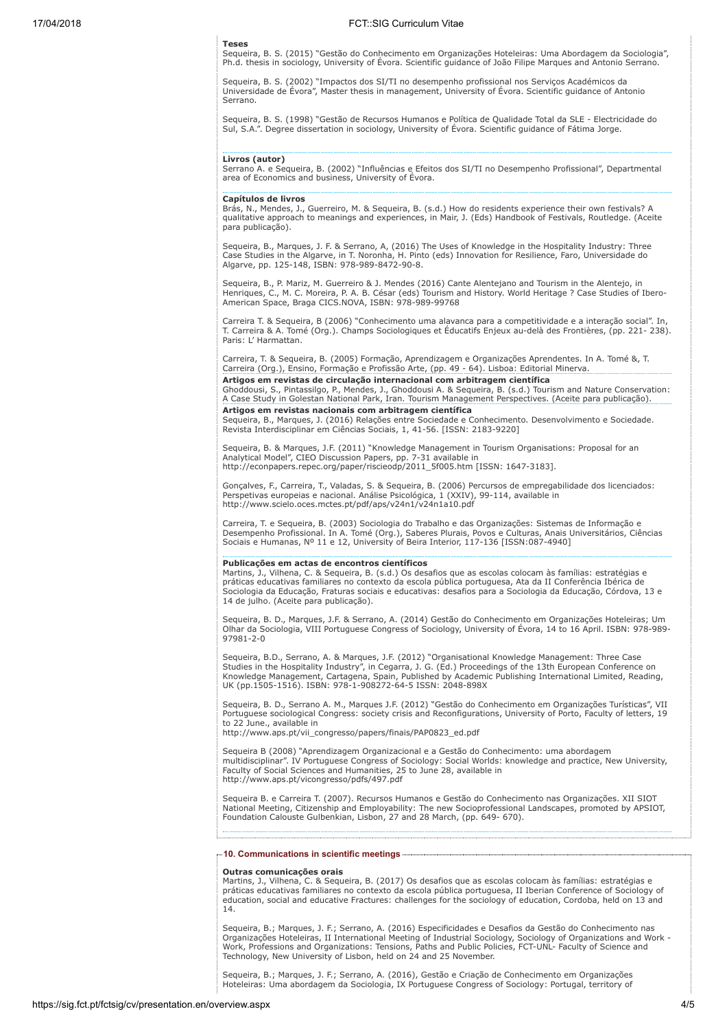**Teses**

Sequeira, B. S. (2015) "Gestão do Conhecimento em Organizações Hoteleiras: Uma Abordagem da Sociologia", Ph.d. thesis in sociology, University of Évora. Scientific guidance of João Filipe Marques and Antonio Serrano.

Sequeira, B. S. (2002) "Impactos dos SI/TI no desempenho profissional nos Serviços Académicos da Universidade de Évora", Master thesis in management, University of Évora. Scientific guidance of Antonio Serrano.

Sequeira, B. S. (1998) "Gestão de Recursos Humanos e Política de Qualidade Total da SLE - Electricidade do Sul, S.A.". Degree dissertation in sociology, University of Évora. Scientific guidance of Fátima Jorge.

**Livros (autor)**

Serrano A. e Sequeira, B. (2002) "Influências e Efeitos dos SI/TI no Desempenho Profissional", Departmental area of Economics and business, University of Évora.

**Capítulos de livros**

Brás, N., Mendes, J., Guerreiro, M. & Sequeira, B. (s.d.) How do residents experience their own festivals? A qualitative approach to meanings and experiences, in Mair, J. (Eds) Handbook of Festivals, Routledge. (Aceite para publicação).

Sequeira, B., Marques, J. F. & Serrano, A, (2016) The Uses of Knowledge in the Hospitality Industry: Three Case Studies in the Algarve, in T. Noronha, H. Pinto (eds) Innovation for Resilience, Faro, Universidade do Algarve, pp. 125-148, ISBN: 978-989-8472-90-8.

Sequeira, B., P. Mariz, M. Guerreiro & J. Mendes (2016) Cante Alentejano and Tourism in the Alentejo, in Henriques, C., M. C. Moreira, P. A. B. César (eds) Tourism and History. World Heritage ? Case Studies of Ibero-American Space, Braga CICS.NOVA, ISBN: 978-989-99768

Carreira T. & Sequeira, B (2006) "Conhecimento uma alavanca para a competitividade e a interação social". In, T. Carreira & A. Tomé (Org.). Champs Sociologiques et Éducatifs Enjeux au-delà des Frontières, (pp. 221- 238). Paris: L' Harmattan.

Carreira, T. & Sequeira, B. (2005) Formação, Aprendizagem e Organizações Aprendentes. In A. Tomé &, T. Carreira (Org.), Ensino, Formação e Profissão Arte, (pp. 49 - 64). Lisboa: Editorial Minerva.

**Artigos em revistas de circulação internacional com arbitragem científica**

Ghoddousi, S., Pintassilgo, P., Mendes, J., Ghoddousi A. & Sequeira, B. (s.d.) Tourism and Nature Conservation: A Case Study in Golestan National Park, Iran. Tourism Management Perspectives. (Aceite para publicação).

**Artigos em revistas nacionais com arbitragem científica**

Sequeira, B., Marques, J. (2016) Relações entre Sociedade e Conhecimento. Desenvolvimento e Sociedade. Revista Interdisciplinar em Ciências Sociais, 1, 41-56. [ISSN: 2183-9220]

Sequeira, B. & Marques, J.F. (2011) "Knowledge Management in Tourism Organisations: Proposal for an Analytical Model", CIEO Discussion Papers, pp. 7-31 available in http://econpapers.repec.org/paper/riscieodp/2011_5f005.htm [ISSN: 1647-3183].

Gonçalves, F., Carreira, T., Valadas, S. & Sequeira, B. (2006) Percursos de empregabilidade dos licenciados: Perspetivas europeias e nacional. Análise Psicológica, 1 (XXIV), 99-114, available in http://www.scielo.oces.mctes.pt/pdf/aps/v24n1/v24n1a10.pdf

Carreira, T. e Sequeira, B. (2003) Sociologia do Trabalho e das Organizações: Sistemas de Informação e Desempenho Profissional. In A. Tomé (Org.), Saberes Plurais, Povos e Culturas, Anais Universitários, Ciências Sociais e Humanas, Nº 11 e 12, University of Beira Interior, 117-136 [ISSN:087-4940]

**Publicações em actas de encontros científicos**

Martins, J., Vilhena, C. & Sequeira, B. (s.d.) Os desafios que as escolas colocam às famílias: estratégias e práticas educativas familiares no contexto da escola pública portuguesa, Ata da II Conferência Ibérica de Sociologia da Educação, Fraturas sociais e educativas: desafios para a Sociologia da Educação, Córdova, 13 e 14 de julho. (Aceite para publicação).

Sequeira, B. D., Marques, J.F. & Serrano, A. (2014) Gestão do Conhecimento em Organizações Hoteleiras; Um Olhar da Sociologia, VIII Portuguese Congress of Sociology, University of Évora, 14 to 16 April. ISBN: 978-989-97981-2-0

Sequeira, B.D., Serrano, A. & Marques, J.F. (2012) "Organisational Knowledge Management: Three Case Studies in the Hospitality Industry", in Cegarra, J. G. (Ed.) Proceedings of the 13th European Conference on Knowledge Management, Cartagena, Spain, Published by Academic Publishing International Limited, Reading, UK (pp.1505-1516). ISBN: 978-1-908272-64-5 ISSN: 2048-898X

Sequeira, B. D., Serrano A. M., Marques J.F. (2012) "Gestão do Conhecimento em Organizações Turísticas", VII Portuguese sociological Congress: society crisis and Reconfigurations, University of Porto, Faculty of letters, 19 to 22 June., available in http://www.aps.pt/vii_congresso/papers/finais/PAP0823_ed.pdf

Sequeira B (2008) "Aprendizagem Organizacional e a Gestão do Conhecimento: uma abordagem multidisciplinar". IV Portuguese Congress of Sociology: Social Worlds: knowledge and practice, New University, Faculty of Social Sciences and Humanities, 25 to June 28, available in http://www.aps.pt/vicongresso/pdfs/497.pdf

Sequeira B. e Carreira T. (2007). Recursos Humanos e Gestão do Conhecimento nas Organizações. XII SIOT National Meeting, Citizenship and Employability: The new Socioprofessional Landscapes, promoted by APSIOT, Foundation Calouste Gulbenkian, Lisbon, 27 and 28 March, (pp. 649- 670).

## 10. Communications in scientific meetings

**Outras comunicações orais**

Martins, J., Vilhena, C. & Sequeira, B. (2017) Os desafios que as escolas colocam às famílias: estratégias e práticas educativas familiares no contexto da escola pública portuguesa, II Iberian Conference of Sociology of education, social and educative Fractures: challenges for the sociology of education, Cordoba, held on 13 and 14.

Sequeira, B.; Marques, J. F.; Serrano, A. (2016) Especificidades e Desafios da Gestão do Conhecimento nas Organizações Hoteleiras, II International Meeting of Industrial Sociology, Sociology of Organizations and Work - Work, Professions and Organizations: Tensions, Paths and Public Policies, FCT-UNL- Faculty of Science and Technology, New University of Lisbon, held on 24 and 25 November.

Sequeira, B.; Marques, J. F.; Serrano, A. (2016), Gestão e Criação de Conhecimento em Organizações Hoteleiras: Uma abordagem da Sociologia, IX Portuguese Congress of Sociology: Portugal, territory of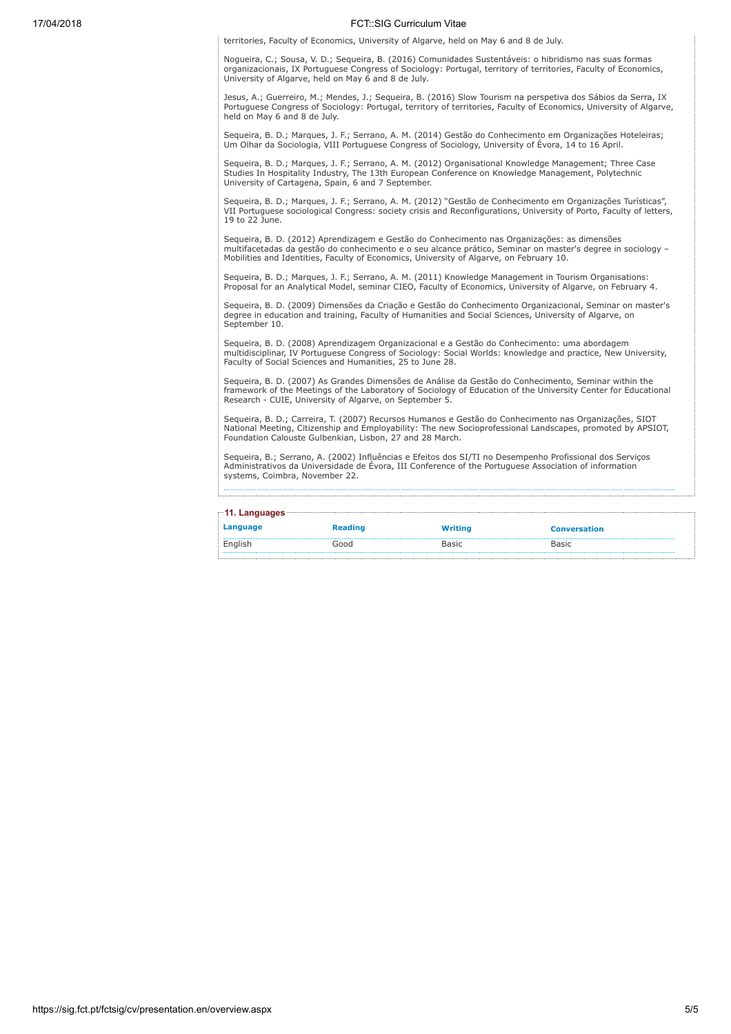territories, Faculty of Economics, University of Algarve, held on May 6 and 8 de July.

Nogueira, C.; Sousa, V. D.; Sequeira, B. (2016) Comunidades Sustentáveis: o hibridismo nas suas formas organizacionais, IX Portuguese Congress of Sociology: Portugal, territory of territories, Faculty of Economics, University of Algarve, held on May 6 and 8 de July.

Jesus, A.; Guerreiro, M.; Mendes, J.; Sequeira, B. (2016) Slow Tourism na perspetiva dos Sábios da Serra, IX Portuguese Congress of Sociology: Portugal, territory of territories, Faculty of Economics, University of Algarve, held on May 6 and 8 de July.

Sequeira, B. D.; Marques, J. F.; Serrano, A. M. (2014) Gestão do Conhecimento em Organizações Hoteleiras; Um Olhar da Sociologia, VIII Portuguese Congress of Sociology, University of Évora, 14 to 16 April.

Sequeira, B. D.; Marques, J. F.; Serrano, A. M. (2012) Organisational Knowledge Management; Three Case Studies In Hospitality Industry, The 13th European Conference on Knowledge Management, Polytechnic University of Cartagena, Spain, 6 and 7 September.

Sequeira, B. D.; Marques, J. F.; Serrano, A. M. (2012) "Gestão de Conhecimento em Organizações Turísticas", VII Portuguese sociological Congress: society crisis and Reconfigurations, University of Porto, Faculty of letters, 19 to 22 June.

Sequeira, B. D. (2012) Aprendizagem e Gestão do Conhecimento nas Organizações: as dimensões multifacetadas da gestão do conhecimento e o seu alcance prático, Seminar on master's degree in sociology – Mobilities and Identities, Faculty of Economics, University of Algarve, on February 10.

Sequeira, B. D.; Marques, J. F.; Serrano, A. M. (2011) Knowledge Management in Tourism Organisations: Proposal for an Analytical Model, seminar CIEO, Faculty of Economics, University of Algarve, on February 4.

Sequeira, B. D. (2009) Dimensões da Criação e Gestão do Conhecimento Organizacional, Seminar on master's degree in education and training, Faculty of Humanities and Social Sciences, University of Algarve, on September 10.

Sequeira, B. D. (2008) Aprendizagem Organizacional e a Gestão do Conhecimento: uma abordagem multidisciplinar, IV Portuguese Congress of Sociology: Social Worlds: knowledge and practice, New University, Faculty of Social Sciences and Humanities, 25 to June 28.

Sequeira, B. D. (2007) As Grandes Dimensões de Análise da Gestão do Conhecimento, Seminar within the framework of the Meetings of the Laboratory of Sociology of Education of the University Center for Educational Research - CUIE, University of Algarve, on September 5.

Sequeira, B. D.; Carreira, T. (2007) Recursos Humanos e Gestão do Conhecimento nas Organizações, SIOT National Meeting, Citizenship and Employability: The new Socioprofessional Landscapes, promoted by APSIOT, Foundation Calouste Gulbenkian, Lisbon, 27 and 28 March.

Sequeira, B.; Serrano, A. (2002) Influências e Efeitos dos SI/TI no Desempenho Profissional dos Serviços Administrativos da Universidade de Évora, III Conference of the Portuguese Association of information systems, Coimbra, November 22.

## 11. Languages

| Language | Reading | Writing | Conversation |
|---|---|---|---|
| English | Good | Basic | Basic |